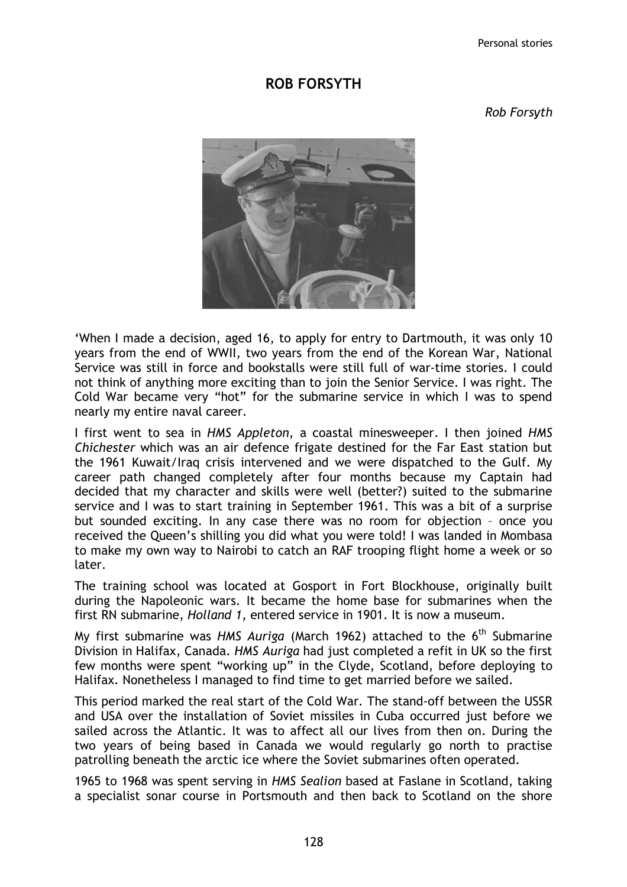# ROB FORSYTH

*Rob Forsyth*

'When I made a decision, aged 16, to apply for entry to Dartmouth, it was only 10 years from the end of WWII, two years from the end of the Korean War, National Service was still in force and bookstalls were still full of war-time stories. I could not think of anything more exciting than to join the Senior Service. I was right. The Cold War became very "hot" for the submarine service in which I was to spend nearly my entire naval career.

I first went to sea in *HMS Appleton*, a coastal minesweeper. I then joined *HMS Chichester* which was an air defence frigate destined for the Far East station but the 1961 Kuwait/Iraq crisis intervened and we were dispatched to the Gulf. My career path changed completely after four months because my Captain had decided that my character and skills were well (better?) suited to the submarine service and I was to start training in September 1961. This was a bit of a surprise but sounded exciting. In any case there was no room for objection – once you received the Queen's shilling you did what you were told! I was landed in Mombasa to make my own way to Nairobi to catch an RAF trooping flight home a week or so later.

The training school was located at Gosport in Fort Blockhouse, originally built during the Napoleonic wars. It became the home base for submarines when the first RN submarine, *Holland 1*, entered service in 1901. It is now a museum.

My first submarine was *HMS Auriga* (March 1962) attached to the 6th Submarine Division in Halifax, Canada. *HMS Auriga* had just completed a refit in UK so the first few months were spent "working up" in the Clyde, Scotland, before deploying to Halifax. Nonetheless I managed to find time to get married before we sailed.

This period marked the real start of the Cold War. The stand-off between the USSR and USA over the installation of Soviet missiles in Cuba occurred just before we sailed across the Atlantic. It was to affect all our lives from then on. During the two years of being based in Canada we would regularly go north to practise patrolling beneath the arctic ice where the Soviet submarines often operated.

1965 to 1968 was spent serving in *HMS Sealion* based at Faslane in Scotland, taking a specialist sonar course in Portsmouth and then back to Scotland on the shore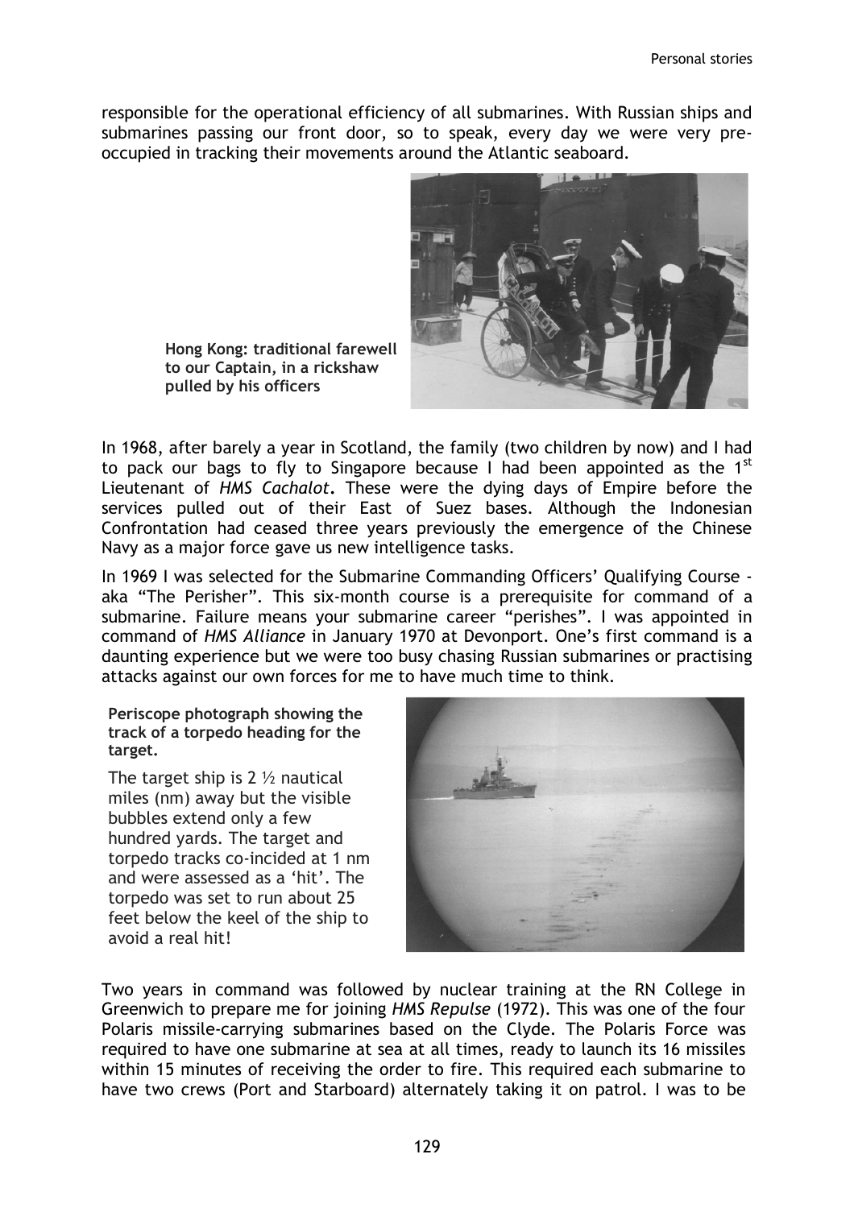responsible for the operational efficiency of all submarines. With Russian ships and submarines passing our front door, so to speak, every day we were very pre-occupied in tracking their movements around the Atlantic seaboard.

**Hong Kong: traditional farewell to our Captain, in a rickshaw pulled by his officers**

In 1968, after barely a year in Scotland, the family (two children by now) and I had to pack our bags to fly to Singapore because I had been appointed as the 1st Lieutenant of *HMS Cachalot*. These were the dying days of Empire before the services pulled out of their East of Suez bases. Although the Indonesian Confrontation had ceased three years previously the emergence of the Chinese Navy as a major force gave us new intelligence tasks.

In 1969 I was selected for the Submarine Commanding Officers' Qualifying Course - aka "The Perisher". This six-month course is a prerequisite for command of a submarine. Failure means your submarine career "perishes". I was appointed in command of *HMS Alliance* in January 1970 at Devonport. One's first command is a daunting experience but we were too busy chasing Russian submarines or practising attacks against our own forces for me to have much time to think.

**Periscope photograph showing the track of a torpedo heading for the target.**

The target ship is 2 ½ nautical miles (nm) away but the visible bubbles extend only a few hundred yards. The target and torpedo tracks co-incided at 1 nm and were assessed as a 'hit'. The torpedo was set to run about 25 feet below the keel of the ship to avoid a real hit!

Two years in command was followed by nuclear training at the RN College in Greenwich to prepare me for joining *HMS Repulse* (1972). This was one of the four Polaris missile-carrying submarines based on the Clyde. The Polaris Force was required to have one submarine at sea at all times, ready to launch its 16 missiles within 15 minutes of receiving the order to fire. This required each submarine to have two crews (Port and Starboard) alternately taking it on patrol. I was to be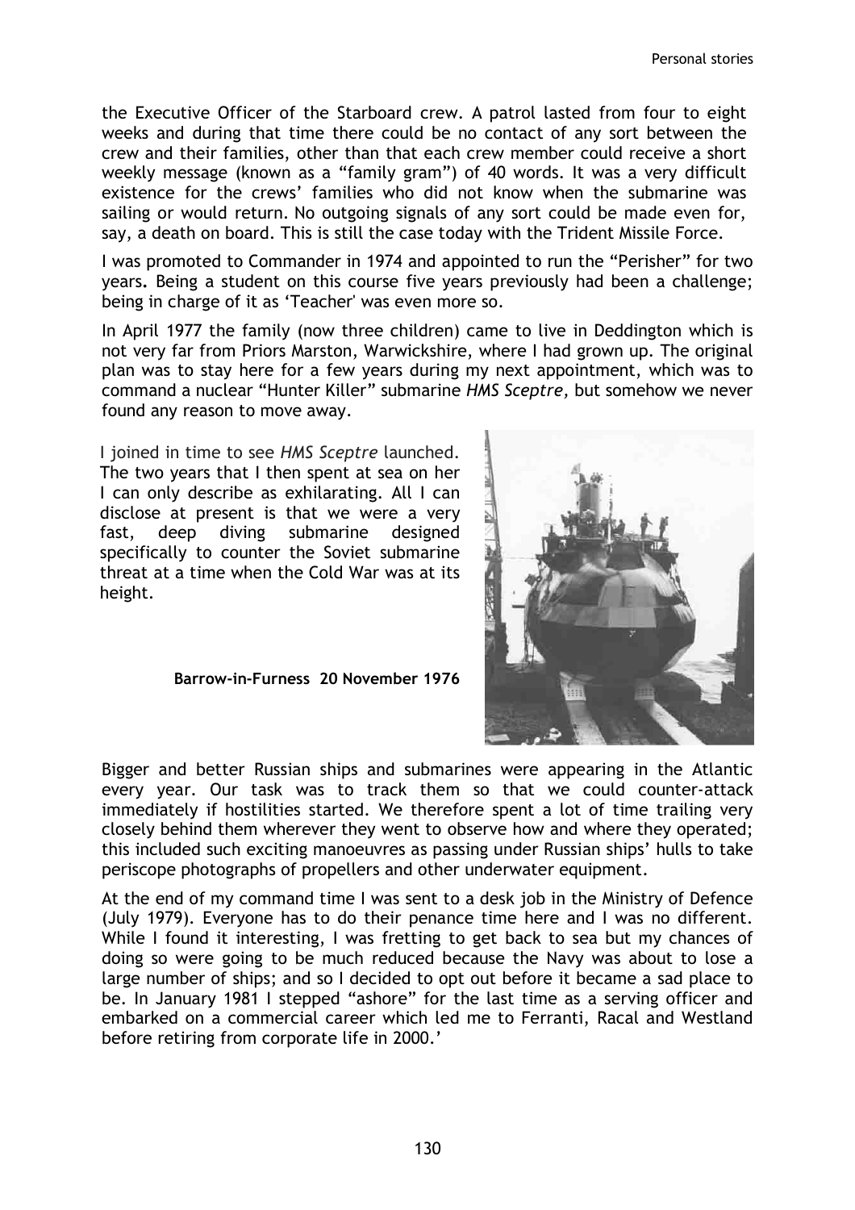the Executive Officer of the Starboard crew. A patrol lasted from four to eight weeks and during that time there could be no contact of any sort between the crew and their families, other than that each crew member could receive a short weekly message (known as a "family gram") of 40 words. It was a very difficult existence for the crews' families who did not know when the submarine was sailing or would return. No outgoing signals of any sort could be made even for, say, a death on board. This is still the case today with the Trident Missile Force.

I was promoted to Commander in 1974 and appointed to run the "Perisher" for two years**.** Being a student on this course five years previously had been a challenge; being in charge of it as 'Teacher' was even more so.

In April 1977 the family (now three children) came to live in Deddington which is not very far from Priors Marston, Warwickshire, where I had grown up. The original plan was to stay here for a few years during my next appointment, which was to command a nuclear "Hunter Killer" submarine *HMS Sceptre,* but somehow we never found any reason to move away.

I joined in time to see *HMS Sceptre* launched. The two years that I then spent at sea on her I can only describe as exhilarating. All I can disclose at present is that we were a very fast, deep diving submarine designed specifically to counter the Soviet submarine threat at a time when the Cold War was at its height.

**Barrow-in-Furness 20 November 1976**

Bigger and better Russian ships and submarines were appearing in the Atlantic every year. Our task was to track them so that we could counter-attack immediately if hostilities started. We therefore spent a lot of time trailing very closely behind them wherever they went to observe how and where they operated; this included such exciting manoeuvres as passing under Russian ships' hulls to take periscope photographs of propellers and other underwater equipment.

At the end of my command time I was sent to a desk job in the Ministry of Defence (July 1979). Everyone has to do their penance time here and I was no different. While I found it interesting, I was fretting to get back to sea but my chances of doing so were going to be much reduced because the Navy was about to lose a large number of ships; and so I decided to opt out before it became a sad place to be. In January 1981 I stepped "ashore" for the last time as a serving officer and embarked on a commercial career which led me to Ferranti, Racal and Westland before retiring from corporate life in 2000.'